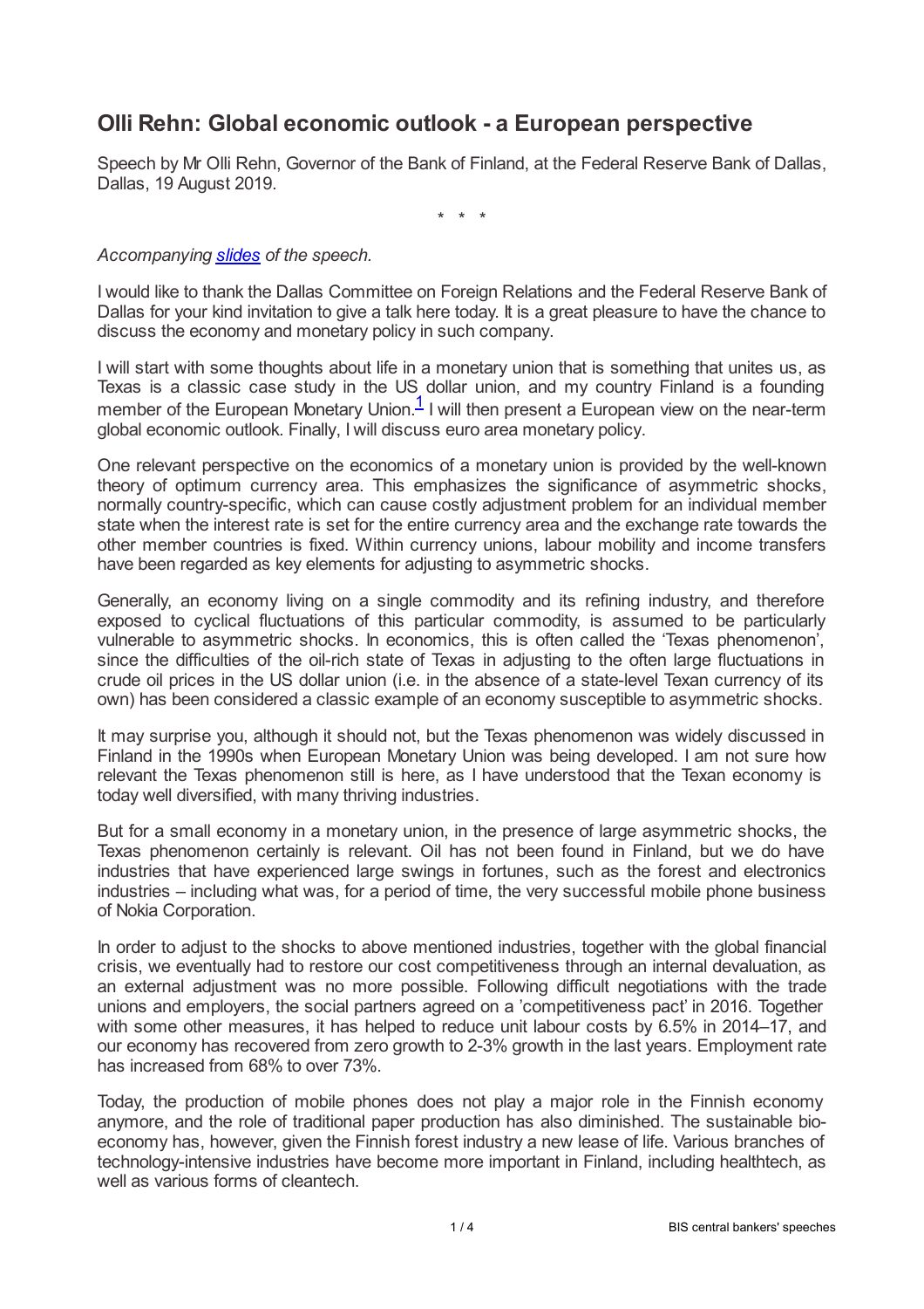# Olli Rehn: Global economic outlook - a European perspective

Speech by Mr Olli Rehn, Governor of the Bank of Finland, at the Federal Reserve Bank of Dallas, Dallas, 19 August 2019.

\* \* \*

*Accompanying slides of the speech.*

I would like to thank the Dallas Committee on Foreign Relations and the Federal Reserve Bank of Dallas for your kind invitation to give a talk here today. It is a great pleasure to have the chance to discuss the economy and monetary policy in such company.

I will start with some thoughts about life in a monetary union that is something that unites us, as Texas is a classic case study in the US dollar union, and my country Finland is a founding member of the European Monetary Union.[1] I will then present a European view on the near-term global economic outlook. Finally, I will discuss euro area monetary policy.

One relevant perspective on the economics of a monetary union is provided by the well-known theory of optimum currency area. This emphasizes the significance of asymmetric shocks, normally country-specific, which can cause costly adjustment problem for an individual member state when the interest rate is set for the entire currency area and the exchange rate towards the other member countries is fixed. Within currency unions, labour mobility and income transfers have been regarded as key elements for adjusting to asymmetric shocks.

Generally, an economy living on a single commodity and its refining industry, and therefore exposed to cyclical fluctuations of this particular commodity, is assumed to be particularly vulnerable to asymmetric shocks. In economics, this is often called the 'Texas phenomenon', since the difficulties of the oil-rich state of Texas in adjusting to the often large fluctuations in crude oil prices in the US dollar union (i.e. in the absence of a state-level Texan currency of its own) has been considered a classic example of an economy susceptible to asymmetric shocks.

It may surprise you, although it should not, but the Texas phenomenon was widely discussed in Finland in the 1990s when European Monetary Union was being developed. I am not sure how relevant the Texas phenomenon still is here, as I have understood that the Texan economy is today well diversified, with many thriving industries.

But for a small economy in a monetary union, in the presence of large asymmetric shocks, the Texas phenomenon certainly is relevant. Oil has not been found in Finland, but we do have industries that have experienced large swings in fortunes, such as the forest and electronics industries – including what was, for a period of time, the very successful mobile phone business of Nokia Corporation.

In order to adjust to the shocks to above mentioned industries, together with the global financial crisis, we eventually had to restore our cost competitiveness through an internal devaluation, as an external adjustment was no more possible. Following difficult negotiations with the trade unions and employers, the social partners agreed on a 'competitiveness pact' in 2016. Together with some other measures, it has helped to reduce unit labour costs by 6.5% in 2014–17, and our economy has recovered from zero growth to 2-3% growth in the last years. Employment rate has increased from 68% to over 73%.

Today, the production of mobile phones does not play a major role in the Finnish economy anymore, and the role of traditional paper production has also diminished. The sustainable bio-economy has, however, given the Finnish forest industry a new lease of life. Various branches of technology-intensive industries have become more important in Finland, including healthtech, as well as various forms of cleantech.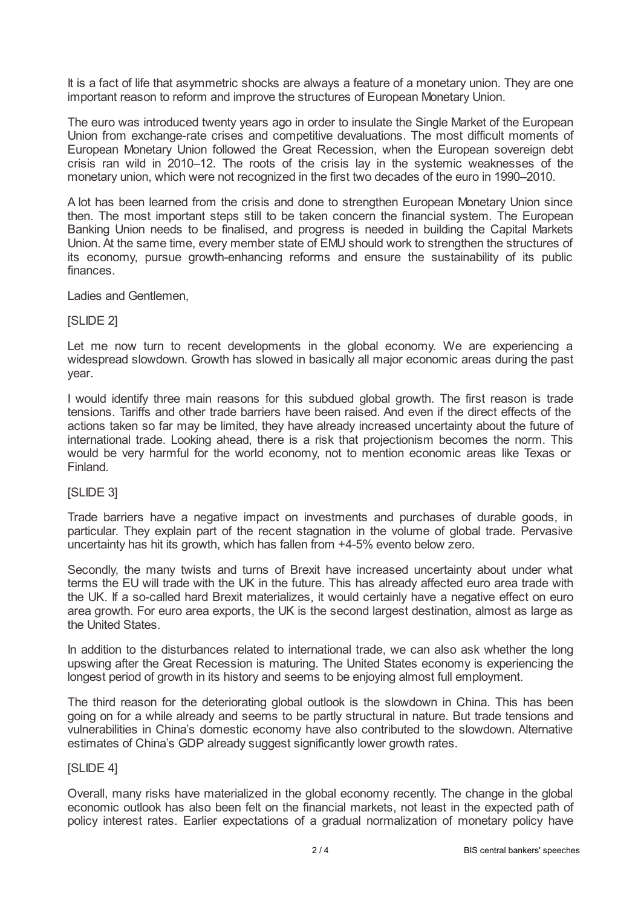It is a fact of life that asymmetric shocks are always a feature of a monetary union. They are one important reason to reform and improve the structures of European Monetary Union.

The euro was introduced twenty years ago in order to insulate the Single Market of the European Union from exchange-rate crises and competitive devaluations. The most difficult moments of European Monetary Union followed the Great Recession, when the European sovereign debt crisis ran wild in 2010–12. The roots of the crisis lay in the systemic weaknesses of the monetary union, which were not recognized in the first two decades of the euro in 1990–2010.

A lot has been learned from the crisis and done to strengthen European Monetary Union since then. The most important steps still to be taken concern the financial system. The European Banking Union needs to be finalised, and progress is needed in building the Capital Markets Union. At the same time, every member state of EMU should work to strengthen the structures of its economy, pursue growth-enhancing reforms and ensure the sustainability of its public finances.

Ladies and Gentlemen,

[SLIDE 2]

Let me now turn to recent developments in the global economy. We are experiencing a widespread slowdown. Growth has slowed in basically all major economic areas during the past year.

I would identify three main reasons for this subdued global growth. The first reason is trade tensions. Tariffs and other trade barriers have been raised. And even if the direct effects of the actions taken so far may be limited, they have already increased uncertainty about the future of international trade. Looking ahead, there is a risk that projectionism becomes the norm. This would be very harmful for the world economy, not to mention economic areas like Texas or Finland.

[SLIDE 3]

Trade barriers have a negative impact on investments and purchases of durable goods, in particular. They explain part of the recent stagnation in the volume of global trade. Pervasive uncertainty has hit its growth, which has fallen from +4-5% evento below zero.

Secondly, the many twists and turns of Brexit have increased uncertainty about under what terms the EU will trade with the UK in the future. This has already affected euro area trade with the UK. If a so-called hard Brexit materializes, it would certainly have a negative effect on euro area growth. For euro area exports, the UK is the second largest destination, almost as large as the United States.

In addition to the disturbances related to international trade, we can also ask whether the long upswing after the Great Recession is maturing. The United States economy is experiencing the longest period of growth in its history and seems to be enjoying almost full employment.

The third reason for the deteriorating global outlook is the slowdown in China. This has been going on for a while already and seems to be partly structural in nature. But trade tensions and vulnerabilities in China's domestic economy have also contributed to the slowdown. Alternative estimates of China's GDP already suggest significantly lower growth rates.

[SLIDE 4]

Overall, many risks have materialized in the global economy recently. The change in the global economic outlook has also been felt on the financial markets, not least in the expected path of policy interest rates. Earlier expectations of a gradual normalization of monetary policy have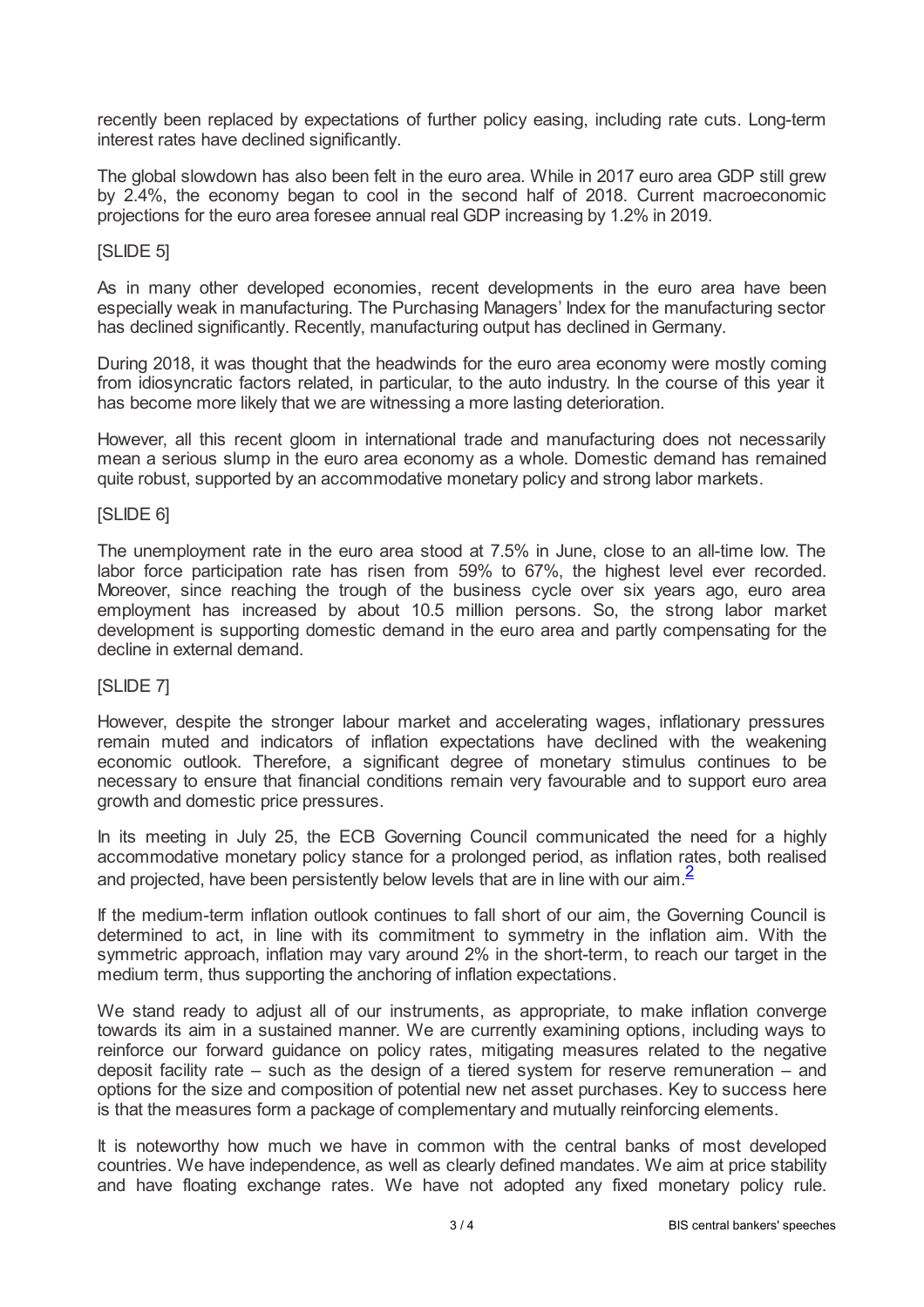recently been replaced by expectations of further policy easing, including rate cuts. Long-term interest rates have declined significantly.

The global slowdown has also been felt in the euro area. While in 2017 euro area GDP still grew by 2.4%, the economy began to cool in the second half of 2018. Current macroeconomic projections for the euro area foresee annual real GDP increasing by 1.2% in 2019.

[SLIDE 5]

As in many other developed economies, recent developments in the euro area have been especially weak in manufacturing. The Purchasing Managers' Index for the manufacturing sector has declined significantly. Recently, manufacturing output has declined in Germany.

During 2018, it was thought that the headwinds for the euro area economy were mostly coming from idiosyncratic factors related, in particular, to the auto industry. In the course of this year it has become more likely that we are witnessing a more lasting deterioration.

However, all this recent gloom in international trade and manufacturing does not necessarily mean a serious slump in the euro area economy as a whole. Domestic demand has remained quite robust, supported by an accommodative monetary policy and strong labor markets.

[SLIDE 6]

The unemployment rate in the euro area stood at 7.5% in June, close to an all-time low. The labor force participation rate has risen from 59% to 67%, the highest level ever recorded. Moreover, since reaching the trough of the business cycle over six years ago, euro area employment has increased by about 10.5 million persons. So, the strong labor market development is supporting domestic demand in the euro area and partly compensating for the decline in external demand.

[SLIDE 7]

However, despite the stronger labour market and accelerating wages, inflationary pressures remain muted and indicators of inflation expectations have declined with the weakening economic outlook. Therefore, a significant degree of monetary stimulus continues to be necessary to ensure that financial conditions remain very favourable and to support euro area growth and domestic price pressures.

In its meeting in July 25, the ECB Governing Council communicated the need for a highly accommodative monetary policy stance for a prolonged period, as inflation rates, both realised and projected, have been persistently below levels that are in line with our aim.[2]

If the medium-term inflation outlook continues to fall short of our aim, the Governing Council is determined to act, in line with its commitment to symmetry in the inflation aim. With the symmetric approach, inflation may vary around 2% in the short-term, to reach our target in the medium term, thus supporting the anchoring of inflation expectations.

We stand ready to adjust all of our instruments, as appropriate, to make inflation converge towards its aim in a sustained manner. We are currently examining options, including ways to reinforce our forward guidance on policy rates, mitigating measures related to the negative deposit facility rate – such as the design of a tiered system for reserve remuneration – and options for the size and composition of potential new net asset purchases. Key to success here is that the measures form a package of complementary and mutually reinforcing elements.

It is noteworthy how much we have in common with the central banks of most developed countries. We have independence, as well as clearly defined mandates. We aim at price stability and have floating exchange rates. We have not adopted any fixed monetary policy rule.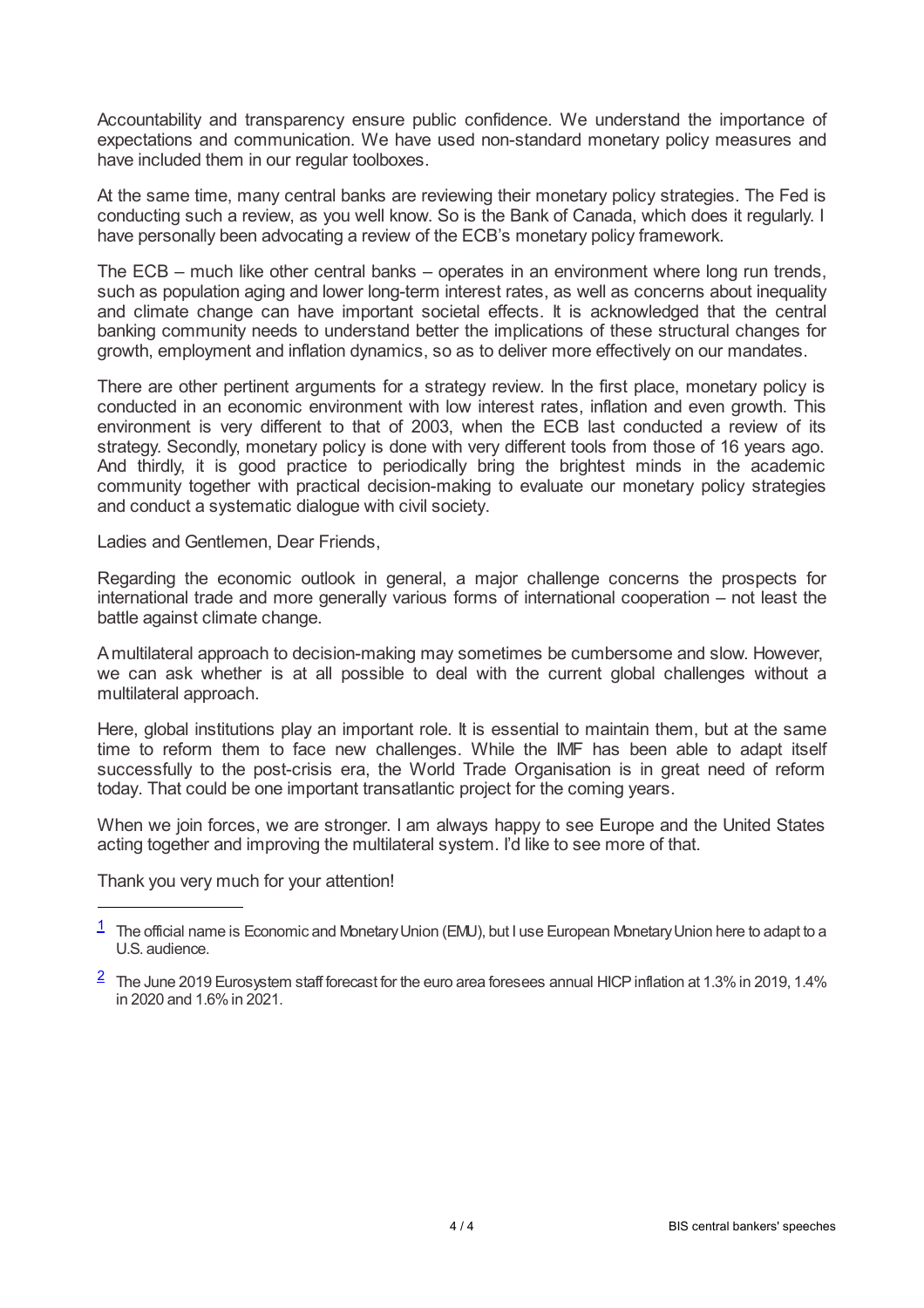Accountability and transparency ensure public confidence. We understand the importance of expectations and communication. We have used non-standard monetary policy measures and have included them in our regular toolboxes.

At the same time, many central banks are reviewing their monetary policy strategies. The Fed is conducting such a review, as you well know. So is the Bank of Canada, which does it regularly. I have personally been advocating a review of the ECB's monetary policy framework.

The ECB – much like other central banks – operates in an environment where long run trends, such as population aging and lower long-term interest rates, as well as concerns about inequality and climate change can have important societal effects. It is acknowledged that the central banking community needs to understand better the implications of these structural changes for growth, employment and inflation dynamics, so as to deliver more effectively on our mandates.

There are other pertinent arguments for a strategy review. In the first place, monetary policy is conducted in an economic environment with low interest rates, inflation and even growth. This environment is very different to that of 2003, when the ECB last conducted a review of its strategy. Secondly, monetary policy is done with very different tools from those of 16 years ago. And thirdly, it is good practice to periodically bring the brightest minds in the academic community together with practical decision-making to evaluate our monetary policy strategies and conduct a systematic dialogue with civil society.

Ladies and Gentlemen, Dear Friends,

Regarding the economic outlook in general, a major challenge concerns the prospects for international trade and more generally various forms of international cooperation – not least the battle against climate change.

A multilateral approach to decision-making may sometimes be cumbersome and slow. However, we can ask whether is at all possible to deal with the current global challenges without a multilateral approach.

Here, global institutions play an important role. It is essential to maintain them, but at the same time to reform them to face new challenges. While the IMF has been able to adapt itself successfully to the post-crisis era, the World Trade Organisation is in great need of reform today. That could be one important transatlantic project for the coming years.

When we join forces, we are stronger. I am always happy to see Europe and the United States acting together and improving the multilateral system. I'd like to see more of that.

Thank you very much for your attention!

---

[1] The official name is Economic and Monetary Union (EMU), but I use European Monetary Union here to adapt to a U.S. audience.

[2] The June 2019 Eurosystem staff forecast for the euro area foresees annual HICP inflation at 1.3% in 2019, 1.4% in 2020 and 1.6% in 2021.